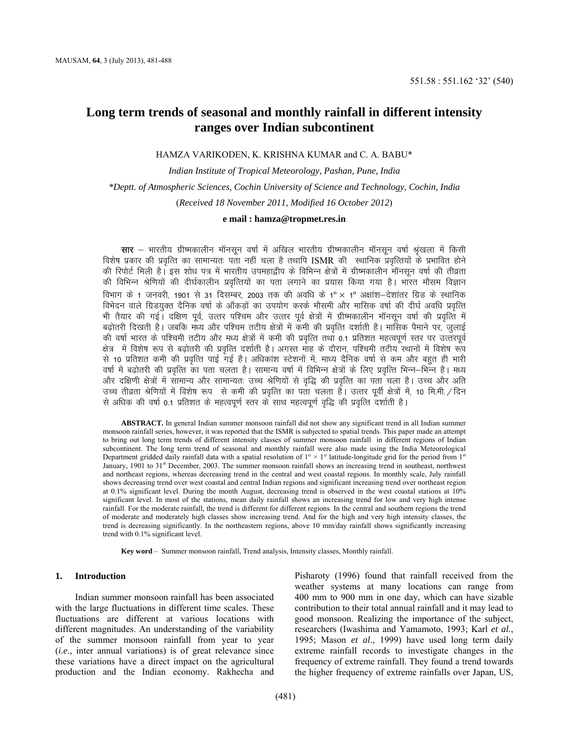551.58 : 551.162 '32' (540)

# Long term trends of seasonal and monthly rainfall in different intensity ranges over Indian subcontinent

HAMZA VARIKODEN, K. KRISHNA KUMAR and C. A. BABU*

*Indian Institute of Tropical Meteorology, Pashan, Pune, India*

*\*Deptt. of Atmospheric Sciences, Cochin University of Science and Technology, Cochin, India*

(*Received 18 November 2011, Modified 16 October 2012*)

**e mail : hamza@tropmet.res.in**

**सार** – भारतीय ग्रीष्मकालीन मॉनसून वर्षा में अखिल भारतीय ग्रीष्मकालीन मॉनसून वर्षा श्रृंखला में किसी विशेष प्रकार की प्रवृत्ति का सामान्यतः पता नहीं चला है तथापि ISMR की स्थानिक प्रवृत्तियों के प्रभावित होने की रिपोर्ट मिली है। इस शोध पत्र में भारतीय उपमहाद्वीप के विभिन्न क्षेत्रों में ग्रीष्मकालीन मॉनसून वर्षा की तीव्रता की विभिन्न श्रेणियों की दीर्घकालीन प्रवृत्तियों का पता लगाने का प्रयास किया गया है। भारत मौसम विज्ञान विभाग के 1 जनवरी, 1901 से 31 दिसम्बर, 2003 तक की अवधि के 1° × 1° अक्षांश–देशांतर ग्रिड के स्थानिक विभेदन वाले ग्रिडयुक्त दैनिक वर्षा के आँकड़ों का उपयोग करके मौसमी और मासिक वर्षा की दीर्घ अवधि प्रवृत्ति भी तैयार की गई। दक्षिण पूर्व, उत्तर पश्चिम और उत्तर पूर्व क्षेत्रों में ग्रीष्मकालीन मॉनसून वर्षा की प्रवृत्ति में बढ़ोतरी दिखती है। जबकि मध्य और पश्चिम तटीय क्षेत्रों में कमी की प्रवृत्ति दर्शाती है। मासिक पैमाने पर, जुलाई की वर्षा भारत के पश्चिमी तटीय और मध्य क्षेत्रों में कमी की प्रवृत्ति तथा 0.1 प्रतिशत महत्वपूर्ण स्तर पर उत्तरपूर्व क्षेत्र में विशेष रूप से बढ़ोतरी की प्रवृत्ति दर्शाती है। अगस्त माह के दौरान, पश्चिमी तटीय स्थानों में विशेष रूप से 10 प्रतिशत कमी की प्रवृत्ति पाई गई है। अधिकांश स्टेशनों में, माध्य दैनिक वर्षा से कम और बहुत ही भारी वर्षा में बढ़ोतरी की प्रवृत्ति का पता चलता है। सामान्य वर्षा में विभिन्न क्षेत्रों के लिए प्रवृत्ति भिन्न–भिन्न है। मध्य और दक्षिणी क्षेत्रों में सामान्य और सामान्यतः उच्च श्रेणियों से वृद्धि की प्रवृत्ति का पता चला है। उच्च और अति उच्च तीव्रता श्रेणियों में विशेष रूप से कमी की प्रवृत्ति का पता चलता है। उत्तर पूर्वी क्षेत्रों में, 10 मि.मी./दिन से अधिक की वर्षा 0.1 प्रतिशत के महत्वपूर्ण स्तर के साथ महत्वपूर्ण वृद्धि की प्रवृत्ति दर्शाती है।

**ABSTRACT.** In general Indian summer monsoon rainfall did not show any significant trend in all Indian summer monsoon rainfall series, however, it was reported that the ISMR is subjected to spatial trends. This paper made an attempt to bring out long term trends of different intensity classes of summer monsoon rainfall in different regions of Indian subcontinent. The long term trend of seasonal and monthly rainfall were also made using the India Meteorological Department gridded daily rainfall data with a spatial resolution of 1° × 1° latitude-longitude grid for the period from 1st January, 1901 to 31st December, 2003. The summer monsoon rainfall shows an increasing trend in southeast, northwest and northeast regions, whereas decreasing trend in the central and west coastal regions. In monthly scale, July rainfall shows decreasing trend over west coastal and central Indian regions and significant increasing trend over northeast region at 0.1% significant level. During the month August, decreasing trend is observed in the west coastal stations at 10% significant level. In most of the stations, mean daily rainfall shows an increasing trend for low and very high intense rainfall. For the moderate rainfall, the trend is different for different regions. In the central and southern regions the trend of moderate and moderately high classes show increasing trend. And for the high and very high intensity classes, the trend is decreasing significantly. In the northeastern regions, above 10 mm/day rainfall shows significantly increasing trend with 0.1% significant level.

**Key word** – Summer monsoon rainfall, Trend analysis, Intensity classes, Monthly rainfall.

## 1. Introduction

Indian summer monsoon rainfall has been associated with the large fluctuations in different time scales. These fluctuations are different at various locations with different magnitudes. An understanding of the variability of the summer monsoon rainfall from year to year (*i.e*., inter annual variations) is of great relevance since these variations have a direct impact on the agricultural production and the Indian economy. Rakhecha and Pisharoty (1996) found that rainfall received from the weather systems at many locations can range from 400 mm to 900 mm in one day, which can have sizable contribution to their total annual rainfall and it may lead to good monsoon. Realizing the importance of the subject, researchers (Iwashima and Yamamoto, 1993; Karl *et al.*, 1995; Mason *et al*., 1999) have used long term daily extreme rainfall records to investigate changes in the frequency of extreme rainfall. They found a trend towards the higher frequency of extreme rainfalls over Japan, US,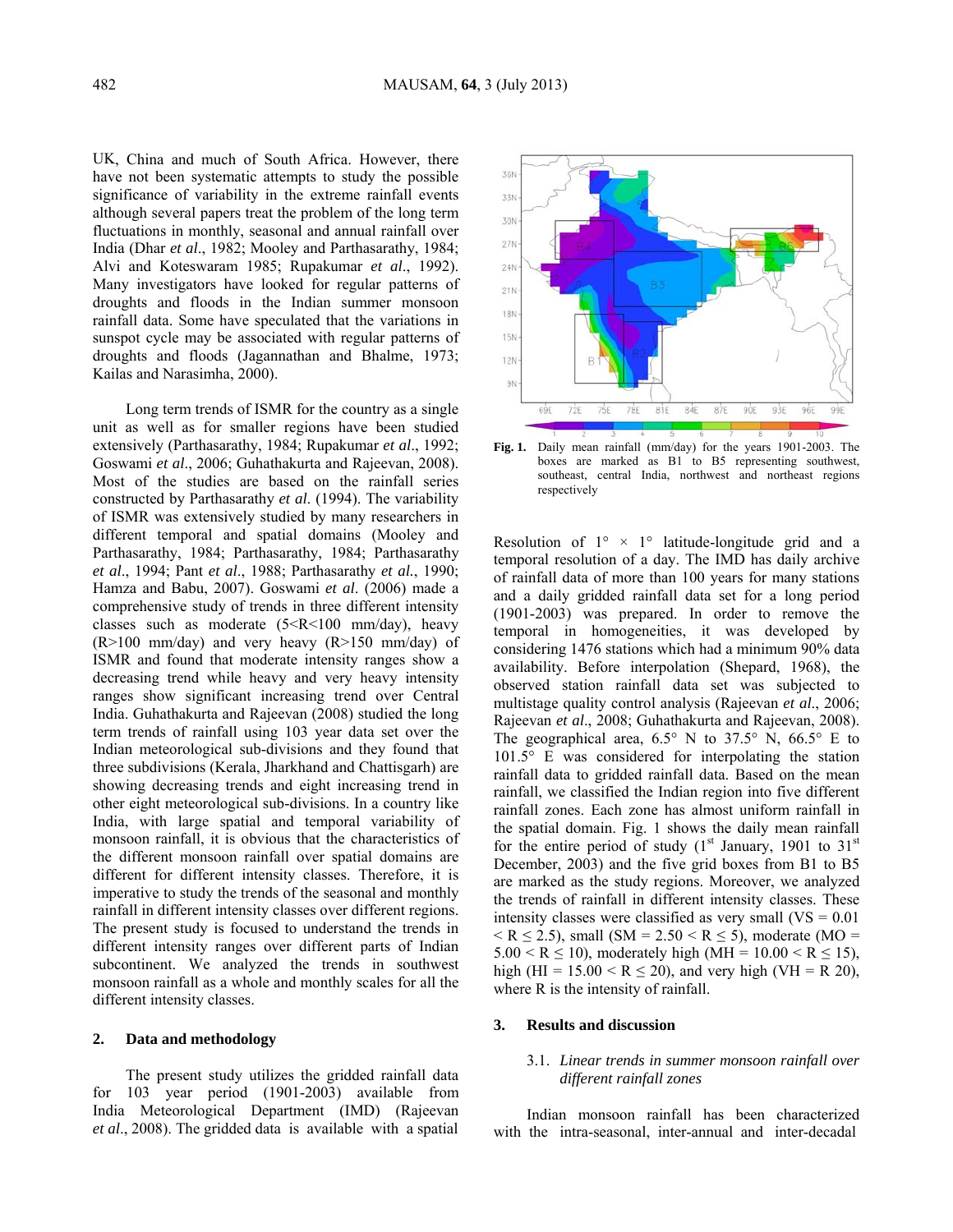UK, China and much of South Africa. However, there have not been systematic attempts to study the possible significance of variability in the extreme rainfall events although several papers treat the problem of the long term fluctuations in monthly, seasonal and annual rainfall over India (Dhar *et al*., 1982; Mooley and Parthasarathy, 1984; Alvi and Koteswaram 1985; Rupakumar *et al*., 1992). Many investigators have looked for regular patterns of droughts and floods in the Indian summer monsoon rainfall data. Some have speculated that the variations in sunspot cycle may be associated with regular patterns of droughts and floods (Jagannathan and Bhalme, 1973; Kailas and Narasimha, 2000).

Long term trends of ISMR for the country as a single unit as well as for smaller regions have been studied extensively (Parthasarathy, 1984; Rupakumar *et al*., 1992; Goswami *et al*., 2006; Guhathakurta and Rajeevan, 2008). Most of the studies are based on the rainfall series constructed by Parthasarathy *et al*. (1994). The variability of ISMR was extensively studied by many researchers in different temporal and spatial domains (Mooley and Parthasarathy, 1984; Parthasarathy, 1984; Parthasarathy *et al*., 1994; Pant *et al*., 1988; Parthasarathy *et al.*, 1990; Hamza and Babu, 2007). Goswami *et al*. (2006) made a comprehensive study of trends in three different intensity classes such as moderate (5<R<100 mm/day), heavy (R>100 mm/day) and very heavy (R>150 mm/day) of ISMR and found that moderate intensity ranges show a decreasing trend while heavy and very heavy intensity ranges show significant increasing trend over Central India. Guhathakurta and Rajeevan (2008) studied the long term trends of rainfall using 103 year data set over the Indian meteorological sub-divisions and they found that three subdivisions (Kerala, Jharkhand and Chattisgarh) are showing decreasing trends and eight increasing trend in other eight meteorological sub-divisions. In a country like India, with large spatial and temporal variability of monsoon rainfall, it is obvious that the characteristics of the different monsoon rainfall over spatial domains are different for different intensity classes. Therefore, it is imperative to study the trends of the seasonal and monthly rainfall in different intensity classes over different regions. The present study is focused to understand the trends in different intensity ranges over different parts of Indian subcontinent. We analyzed the trends in southwest monsoon rainfall as a whole and monthly scales for all the different intensity classes.

## 2. Data and methodology

The present study utilizes the gridded rainfall data for 103 year period (1901-2003) available from India Meteorological Department (IMD) (Rajeevan *et al*., 2008). The gridded data is available with a spatial

**Fig. 1.** Daily mean rainfall (mm/day) for the years 1901-2003. The boxes are marked as B1 to B5 representing southwest, southeast, central India, northwest and northeast regions respectively

Resolution of 1° × 1° latitude-longitude grid and a temporal resolution of a day. The IMD has daily archive of rainfall data of more than 100 years for many stations and a daily gridded rainfall data set for a long period (1901-2003) was prepared. In order to remove the temporal in homogeneities, it was developed by considering 1476 stations which had a minimum 90% data availability. Before interpolation (Shepard, 1968), the observed station rainfall data set was subjected to multistage quality control analysis (Rajeevan *et al*., 2006; Rajeevan *et al*., 2008; Guhathakurta and Rajeevan, 2008). The geographical area, 6.5° N to 37.5° N, 66.5° E to 101.5° E was considered for interpolating the station rainfall data to gridded rainfall data. Based on the mean rainfall, we classified the Indian region into five different rainfall zones. Each zone has almost uniform rainfall in the spatial domain. Fig. 1 shows the daily mean rainfall for the entire period of study (1st January, 1901 to 31st December, 2003) and the five grid boxes from B1 to B5 are marked as the study regions. Moreover, we analyzed the trends of rainfall in different intensity classes. These intensity classes were classified as very small (VS = 0.01 $< R \leq 2.5$), small (SM = 2.50 $< R \leq 5$), moderate (MO = 5.00 $< R \leq 10$), moderately high (MH = 10.00 $< R \leq 15$), high (HI = 15.00 $< R \leq 20$), and very high (VH = R 20), where R is the intensity of rainfall.

## 3. Results and discussion

### 3.1. *Linear trends in summer monsoon rainfall over different rainfall zones*

Indian monsoon rainfall has been characterized with the intra-seasonal, inter-annual and inter-decadal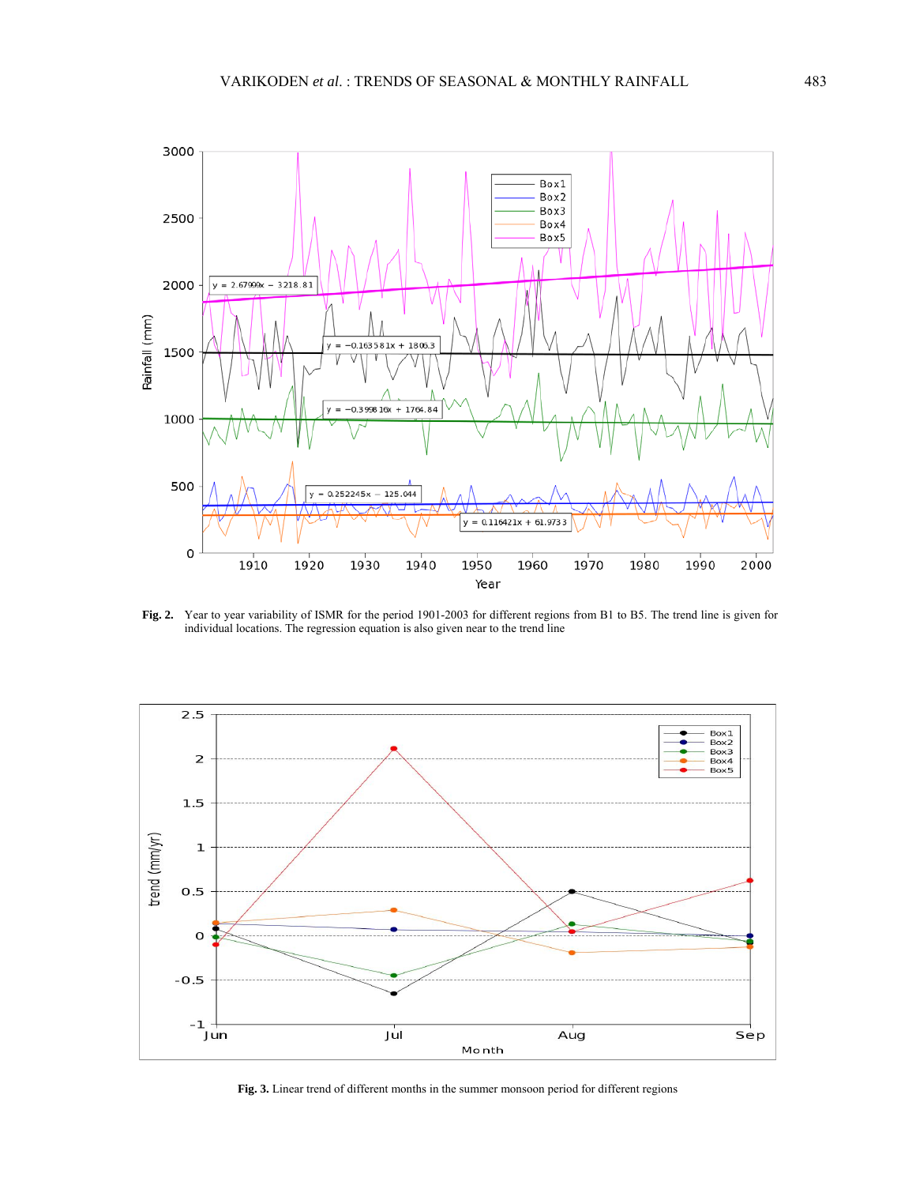**Fig. 2.** Year to year variability of ISMR for the period 1901-2003 for different regions from B1 to B5. The trend line is given for individual locations. The regression equation is also given near to the trend line

**Fig. 3.** Linear trend of different months in the summer monsoon period for different regions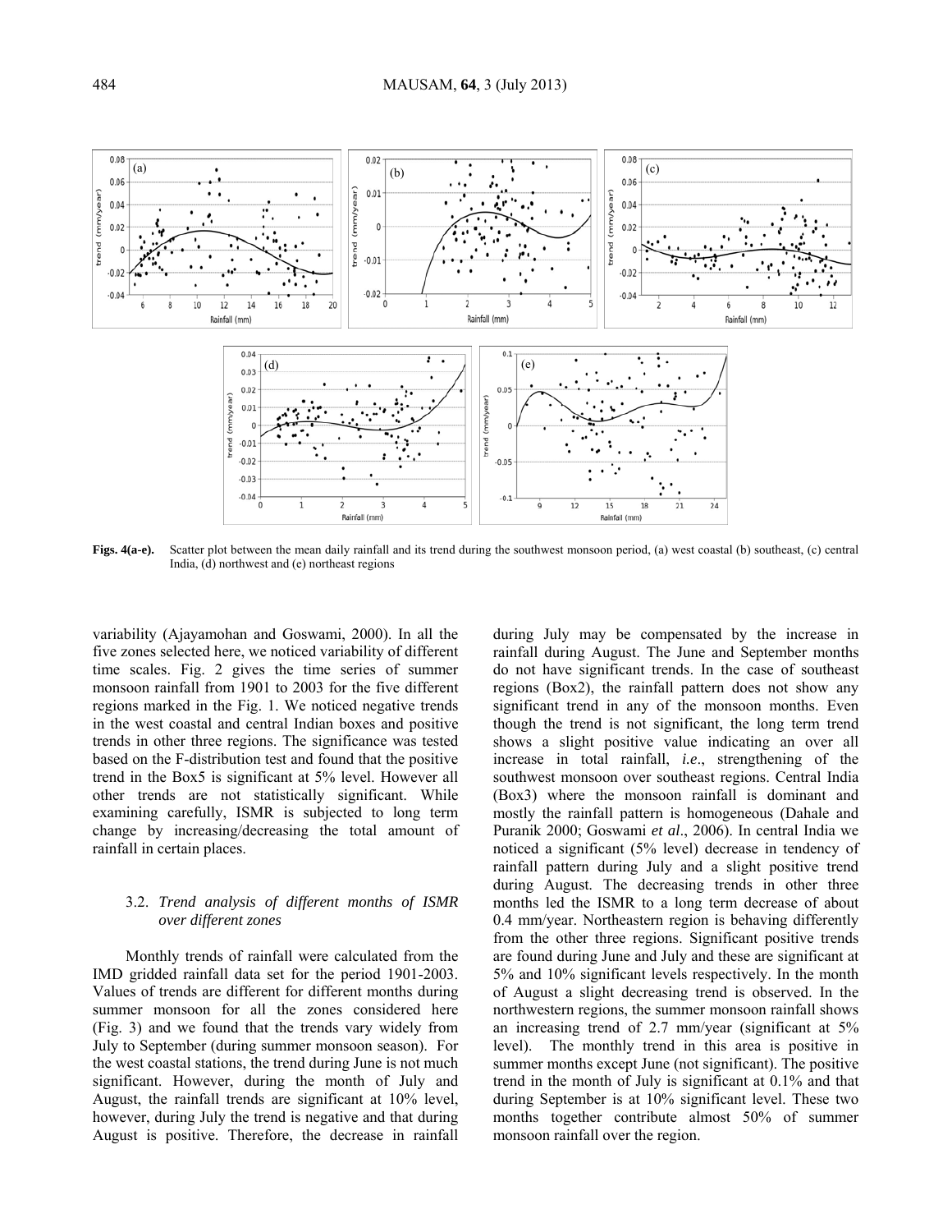**Figs. 4(a-e).** Scatter plot between the mean daily rainfall and its trend during the southwest monsoon period, (a) west coastal (b) southeast, (c) central India, (d) northwest and (e) northeast regions

variability (Ajayamohan and Goswami, 2000). In all the five zones selected here, we noticed variability of different time scales. Fig. 2 gives the time series of summer monsoon rainfall from 1901 to 2003 for the five different regions marked in the Fig. 1. We noticed negative trends in the west coastal and central Indian boxes and positive trends in other three regions. The significance was tested based on the F-distribution test and found that the positive trend in the Box5 is significant at 5% level. However all other trends are not statistically significant. While examining carefully, ISMR is subjected to long term change by increasing/decreasing the total amount of rainfall in certain places.

### 3.2. *Trend analysis of different months of ISMR over different zones*

Monthly trends of rainfall were calculated from the IMD gridded rainfall data set for the period 1901-2003. Values of trends are different for different months during summer monsoon for all the zones considered here (Fig. 3) and we found that the trends vary widely from July to September (during summer monsoon season). For the west coastal stations, the trend during June is not much significant. However, during the month of July and August, the rainfall trends are significant at 10% level, however, during July the trend is negative and that during August is positive. Therefore, the decrease in rainfall during July may be compensated by the increase in rainfall during August. The June and September months do not have significant trends. In the case of southeast regions (Box2), the rainfall pattern does not show any significant trend in any of the monsoon months. Even though the trend is not significant, the long term trend shows a slight positive value indicating an over all increase in total rainfall, *i.e*., strengthening of the southwest monsoon over southeast regions. Central India (Box3) where the monsoon rainfall is dominant and mostly the rainfall pattern is homogeneous (Dahale and Puranik 2000; Goswami *et al*., 2006). In central India we noticed a significant (5% level) decrease in tendency of rainfall pattern during July and a slight positive trend during August. The decreasing trends in other three months led the ISMR to a long term decrease of about 0.4 mm/year. Northeastern region is behaving differently from the other three regions. Significant positive trends are found during June and July and these are significant at 5% and 10% significant levels respectively. In the month of August a slight decreasing trend is observed. In the northwestern regions, the summer monsoon rainfall shows an increasing trend of 2.7 mm/year (significant at 5% level). The monthly trend in this area is positive in summer months except June (not significant). The positive trend in the month of July is significant at 0.1% and that during September is at 10% significant level. These two months together contribute almost 50% of summer monsoon rainfall over the region.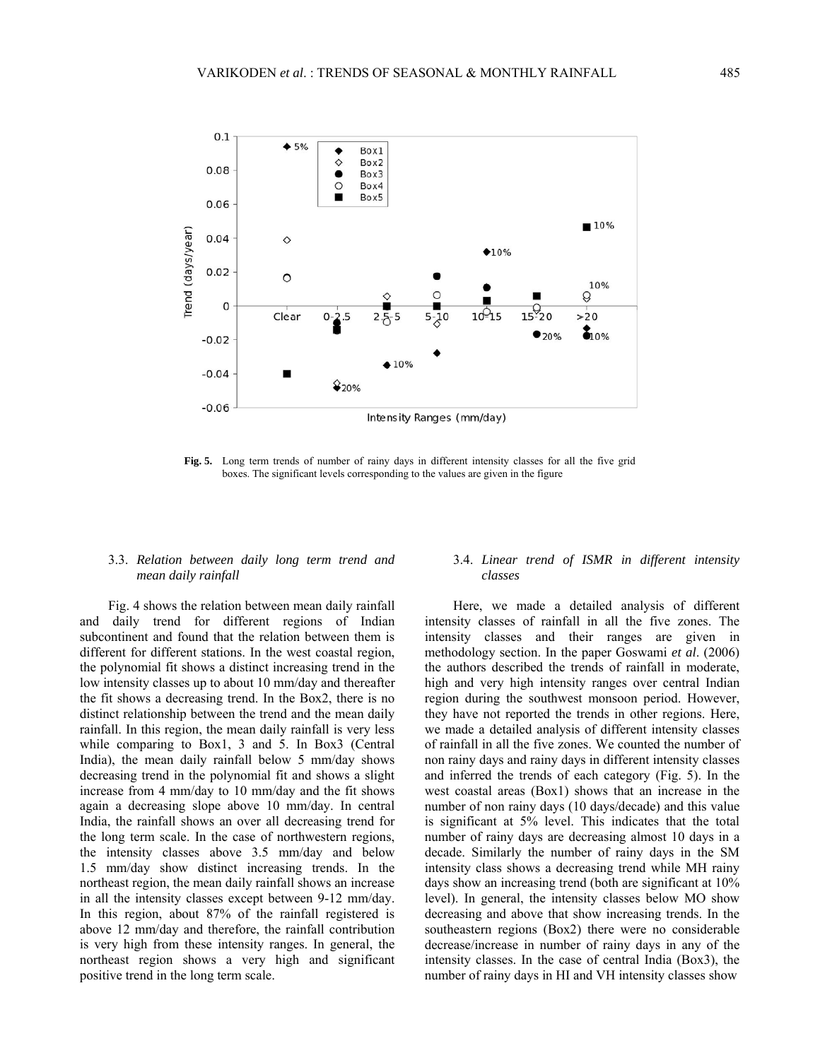**Fig. 5.** Long term trends of number of rainy days in different intensity classes for all the five grid boxes. The significant levels corresponding to the values are given in the figure

### 3.3. *Relation between daily long term trend and mean daily rainfall*

Fig. 4 shows the relation between mean daily rainfall and daily trend for different regions of Indian subcontinent and found that the relation between them is different for different stations. In the west coastal region, the polynomial fit shows a distinct increasing trend in the low intensity classes up to about 10 mm/day and thereafter the fit shows a decreasing trend. In the Box2, there is no distinct relationship between the trend and the mean daily rainfall. In this region, the mean daily rainfall is very less while comparing to Box1, 3 and 5. In Box3 (Central India), the mean daily rainfall below 5 mm/day shows decreasing trend in the polynomial fit and shows a slight increase from 4 mm/day to 10 mm/day and the fit shows again a decreasing slope above 10 mm/day. In central India, the rainfall shows an over all decreasing trend for the long term scale. In the case of northwestern regions, the intensity classes above 3.5 mm/day and below 1.5 mm/day show distinct increasing trends. In the northeast region, the mean daily rainfall shows an increase in all the intensity classes except between 9-12 mm/day. In this region, about 87% of the rainfall registered is above 12 mm/day and therefore, the rainfall contribution is very high from these intensity ranges. In general, the northeast region shows a very high and significant positive trend in the long term scale.

### 3.4. *Linear trend of ISMR in different intensity classes*

Here, we made a detailed analysis of different intensity classes of rainfall in all the five zones. The intensity classes and their ranges are given in methodology section. In the paper Goswami *et al*. (2006) the authors described the trends of rainfall in moderate, high and very high intensity ranges over central Indian region during the southwest monsoon period. However, they have not reported the trends in other regions. Here, we made a detailed analysis of different intensity classes of rainfall in all the five zones. We counted the number of non rainy days and rainy days in different intensity classes and inferred the trends of each category (Fig. 5). In the west coastal areas (Box1) shows that an increase in the number of non rainy days (10 days/decade) and this value is significant at 5% level. This indicates that the total number of rainy days are decreasing almost 10 days in a decade. Similarly the number of rainy days in the SM intensity class shows a decreasing trend while MH rainy days show an increasing trend (both are significant at 10% level). In general, the intensity classes below MO show decreasing and above that show increasing trends. In the southeastern regions (Box2) there were no considerable decrease/increase in number of rainy days in any of the intensity classes. In the case of central India (Box3), the number of rainy days in HI and VH intensity classes show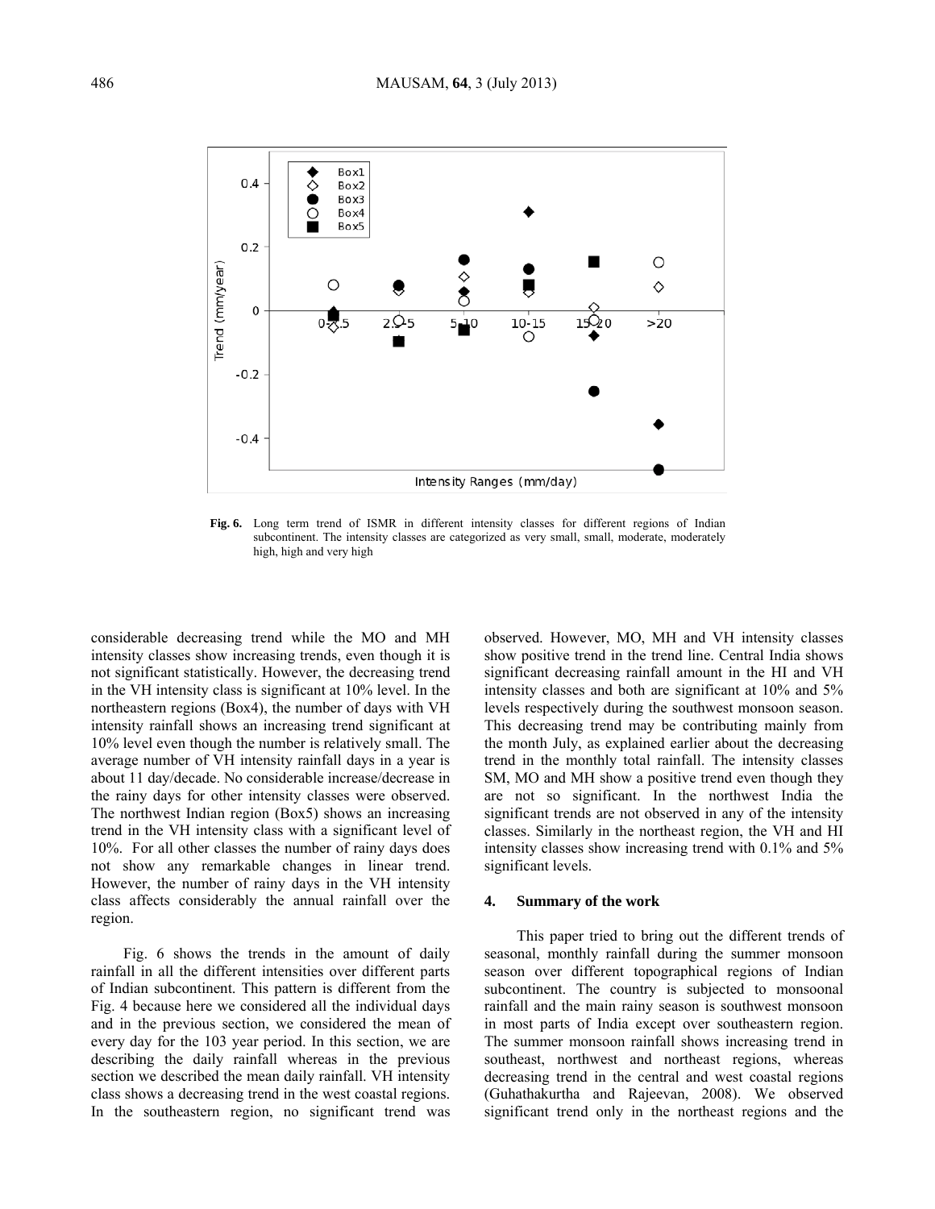Fig. 6. Long term trend of ISMR in different intensity classes for different regions of Indian subcontinent. The intensity classes are categorized as very small, small, moderate, moderately high, high and very high

considerable decreasing trend while the MO and MH intensity classes show increasing trends, even though it is not significant statistically. However, the decreasing trend in the VH intensity class is significant at 10% level. In the northeastern regions (Box4), the number of days with VH intensity rainfall shows an increasing trend significant at 10% level even though the number is relatively small. The average number of VH intensity rainfall days in a year is about 11 day/decade. No considerable increase/decrease in the rainy days for other intensity classes were observed. The northwest Indian region (Box5) shows an increasing trend in the VH intensity class with a significant level of 10%. For all other classes the number of rainy days does not show any remarkable changes in linear trend. However, the number of rainy days in the VH intensity class affects considerably the annual rainfall over the region.

Fig. 6 shows the trends in the amount of daily rainfall in all the different intensities over different parts of Indian subcontinent. This pattern is different from the Fig. 4 because here we considered all the individual days and in the previous section, we considered the mean of every day for the 103 year period. In this section, we are describing the daily rainfall whereas in the previous section we described the mean daily rainfall. VH intensity class shows a decreasing trend in the west coastal regions. In the southeastern region, no significant trend was observed. However, MO, MH and VH intensity classes show positive trend in the trend line. Central India shows significant decreasing rainfall amount in the HI and VH intensity classes and both are significant at 10% and 5% levels respectively during the southwest monsoon season. This decreasing trend may be contributing mainly from the month July, as explained earlier about the decreasing trend in the monthly total rainfall. The intensity classes SM, MO and MH show a positive trend even though they are not so significant. In the northwest India the significant trends are not observed in any of the intensity classes. Similarly in the northeast region, the VH and HI intensity classes show increasing trend with 0.1% and 5% significant levels.

## 4. Summary of the work

This paper tried to bring out the different trends of seasonal, monthly rainfall during the summer monsoon season over different topographical regions of Indian subcontinent. The country is subjected to monsoonal rainfall and the main rainy season is southwest monsoon in most parts of India except over southeastern region. The summer monsoon rainfall shows increasing trend in southeast, northwest and northeast regions, whereas decreasing trend in the central and west coastal regions (Guhathakurtha and Rajeevan, 2008). We observed significant trend only in the northeast regions and the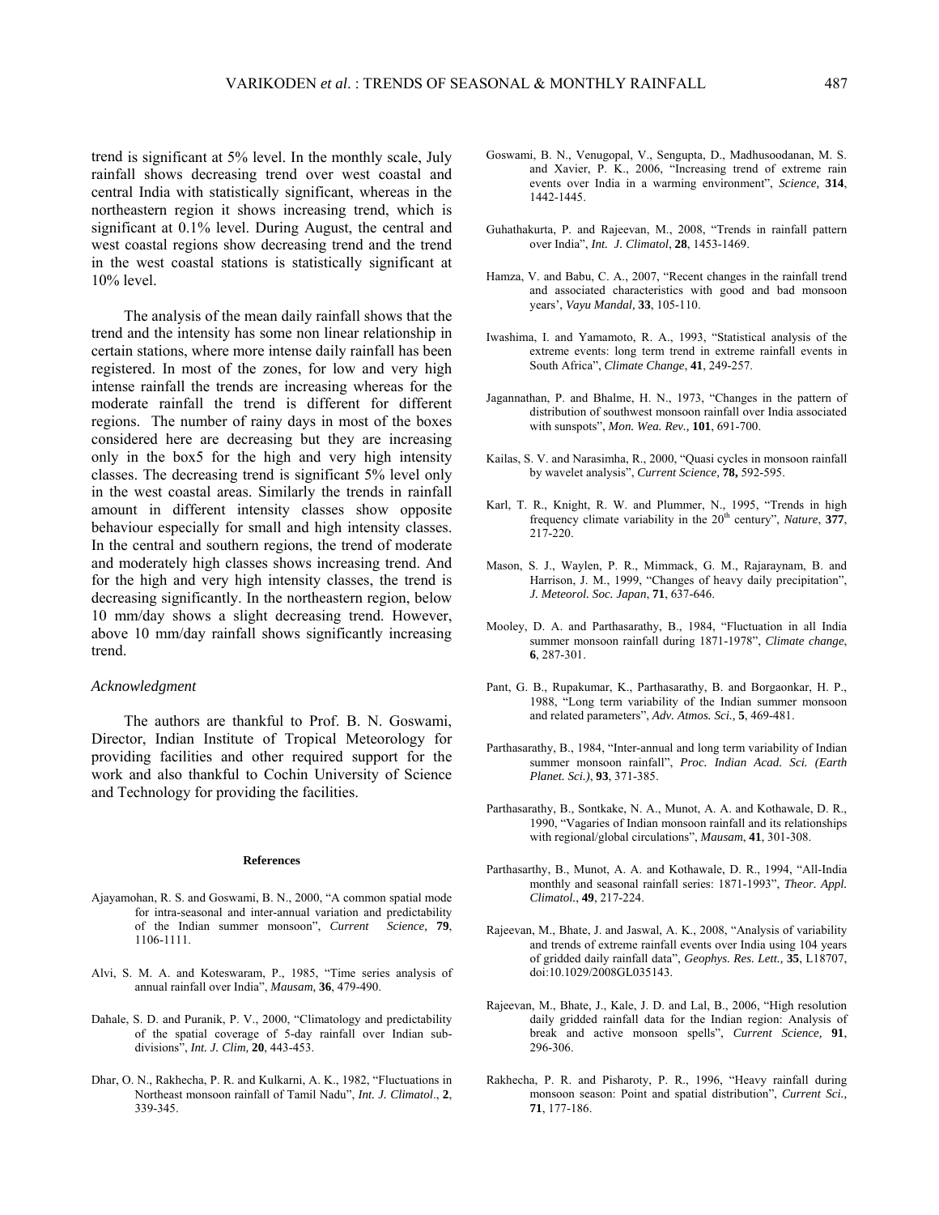trend is significant at 5% level. In the monthly scale, July rainfall shows decreasing trend over west coastal and central India with statistically significant, whereas in the northeastern region it shows increasing trend, which is significant at 0.1% level. During August, the central and west coastal regions show decreasing trend and the trend in the west coastal stations is statistically significant at 10% level.

The analysis of the mean daily rainfall shows that the trend and the intensity has some non linear relationship in certain stations, where more intense daily rainfall has been registered. In most of the zones, for low and very high intense rainfall the trends are increasing whereas for the moderate rainfall the trend is different for different regions. The number of rainy days in most of the boxes considered here are decreasing but they are increasing only in the box5 for the high and very high intensity classes. The decreasing trend is significant 5% level only in the west coastal areas. Similarly the trends in rainfall amount in different intensity classes show opposite behaviour especially for small and high intensity classes. In the central and southern regions, the trend of moderate and moderately high classes shows increasing trend. And for the high and very high intensity classes, the trend is decreasing significantly. In the northeastern region, below 10 mm/day shows a slight decreasing trend. However, above 10 mm/day rainfall shows significantly increasing trend.

*Acknowledgment*

The authors are thankful to Prof. B. N. Goswami, Director, Indian Institute of Tropical Meteorology for providing facilities and other required support for the work and also thankful to Cochin University of Science and Technology for providing the facilities.

**References**

Ajayamohan, R. S. and Goswami, B. N., 2000, "A common spatial mode for intra-seasonal and inter-annual variation and predictability of the Indian summer monsoon", *Current Science,* **79**, 1106-1111.

Alvi, S. M. A. and Koteswaram, P., 1985, "Time series analysis of annual rainfall over India", *Mausam,* **36**, 479-490.

Dahale, S. D. and Puranik, P. V., 2000, "Climatology and predictability of the spatial coverage of 5-day rainfall over Indian sub-divisions", *Int. J. Clim,* **20**, 443-453.

Dhar, O. N., Rakhecha, P. R. and Kulkarni, A. K., 1982, "Fluctuations in Northeast monsoon rainfall of Tamil Nadu", *Int. J. Climatol*., **2**, 339-345.

Goswami, B. N., Venugopal, V., Sengupta, D., Madhusoodanan, M. S. and Xavier, P. K., 2006, "Increasing trend of extreme rain events over India in a warming environment", *Science,* **314**, 1442-1445.

Guhathakurta, P. and Rajeevan, M., 2008, "Trends in rainfall pattern over India", *Int. J. Climatol*, **28**, 1453-1469.

Hamza, V. and Babu, C. A., 2007, "Recent changes in the rainfall trend and associated characteristics with good and bad monsoon years', *Vayu Mandal,* **33**, 105-110.

Iwashima, I. and Yamamoto, R. A., 1993, "Statistical analysis of the extreme events: long term trend in extreme rainfall events in South Africa", *Climate Change*, **41**, 249-257.

Jagannathan, P. and Bhalme, H. N., 1973, "Changes in the pattern of distribution of southwest monsoon rainfall over India associated with sunspots", *Mon. Wea. Rev.,* **101**, 691-700.

Kailas, S. V. and Narasimha, R., 2000, "Quasi cycles in monsoon rainfall by wavelet analysis", *Current Science,* **78,** 592-595.

Karl, T. R., Knight, R. W. and Plummer, N., 1995, "Trends in high frequency climate variability in the 20th century", *Nature*, **377**, 217-220.

Mason, S. J., Waylen, P. R., Mimmack, G. M., Rajaraynam, B. and Harrison, J. M., 1999, "Changes of heavy daily precipitation", *J. Meteorol. Soc. Japan*, **71**, 637-646.

Mooley, D. A. and Parthasarathy, B., 1984, "Fluctuation in all India summer monsoon rainfall during 1871-1978", *Climate change*, **6**, 287-301.

Pant, G. B., Rupakumar, K., Parthasarathy, B. and Borgaonkar, H. P., 1988, "Long term variability of the Indian summer monsoon and related parameters", *Adv. Atmos. Sci.,* **5**, 469-481.

Parthasarathy, B., 1984, "Inter-annual and long term variability of Indian summer monsoon rainfall", *Proc. Indian Acad. Sci. (Earth Planet. Sci.)*, **93**, 371-385.

Parthasarathy, B., Sontkake, N. A., Munot, A. A. and Kothawale, D. R., 1990, "Vagaries of Indian monsoon rainfall and its relationships with regional/global circulations", *Mausam*, **41**, 301-308.

Parthasarthy, B., Munot, A. A. and Kothawale, D. R., 1994, "All-India monthly and seasonal rainfall series: 1871-1993", *Theor. Appl. Climatol.*, **49**, 217-224.

Rajeevan, M., Bhate, J. and Jaswal, A. K., 2008, "Analysis of variability and trends of extreme rainfall events over India using 104 years of gridded daily rainfall data", *Geophys. Res. Lett.,* **35**, L18707, doi:10.1029/2008GL035143.

Rajeevan, M., Bhate, J., Kale, J. D. and Lal, B., 2006, "High resolution daily gridded rainfall data for the Indian region: Analysis of break and active monsoon spells", *Current Science,* **91**, 296-306.

Rakhecha, P. R. and Pisharoty, P. R., 1996, "Heavy rainfall during monsoon season: Point and spatial distribution", *Current Sci.,* **71**, 177-186.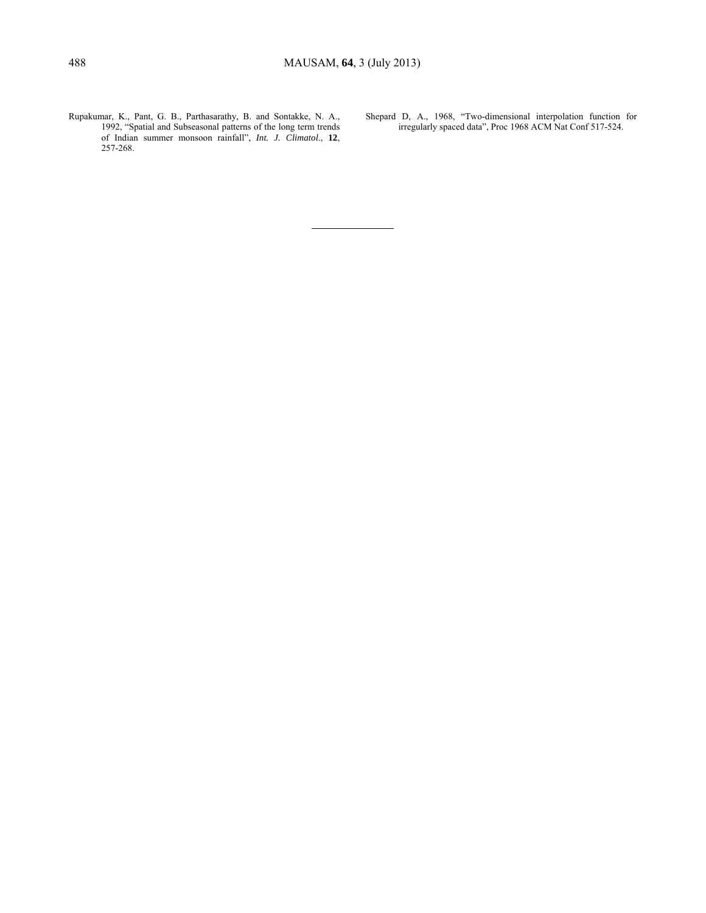Rupakumar, K., Pant, G. B., Parthasarathy, B. and Sontakke, N. A., 1992, "Spatial and Subseasonal patterns of the long term trends of Indian summer monsoon rainfall", *Int. J. Climatol*., **12**, 257-268.

Shepard D, A., 1968, "Two-dimensional interpolation function for irregularly spaced data", Proc 1968 ACM Nat Conf 517-524.